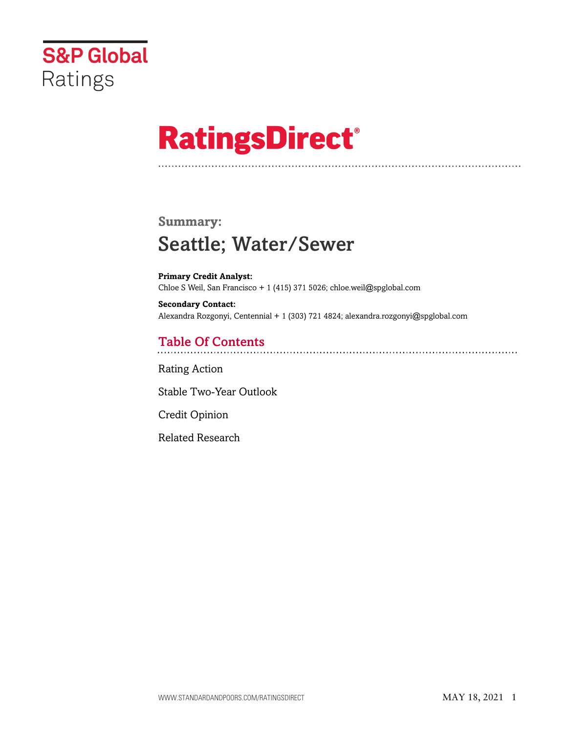S&P Global Ratings

# RatingsDirect®

## Summary:

# Seattle; Water/Sewer

**Primary Credit Analyst:**
Chloe S Weil, San Francisco + 1 (415) 371 5026; chloe.weil@spglobal.com

**Secondary Contact:**
Alexandra Rozgonyi, Centennial + 1 (303) 721 4824; alexandra.rozgonyi@spglobal.com

## Table Of Contents

Rating Action

Stable Two-Year Outlook

Credit Opinion

Related Research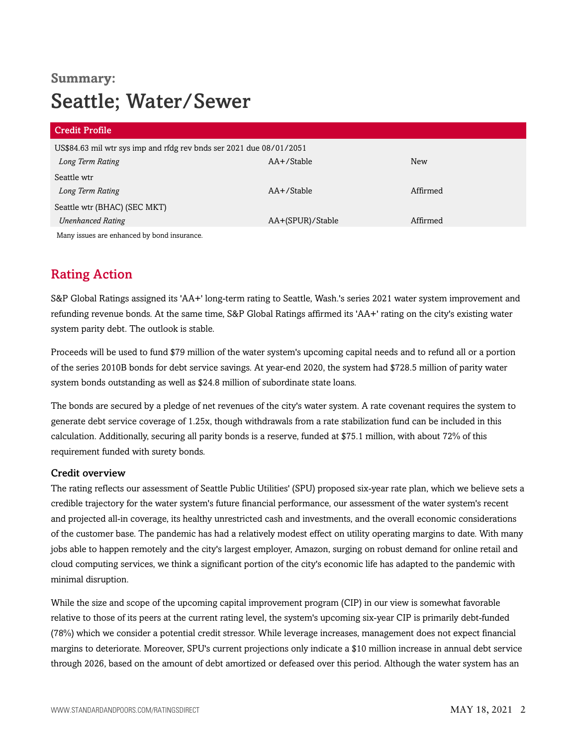**Summary:**

# Seattle; Water/Sewer

| Credit Profile | | |
|---|---|---|
| US$84.63 mil wtr sys imp and rfdg rev bnds ser 2021 due 08/01/2051 | | |
| *Long Term Rating* | AA+/Stable | New |
| Seattle wtr | | |
| *Long Term Rating* | AA+/Stable | Affirmed |
| Seattle wtr (BHAC) (SEC MKT) | | |
| *Unenhanced Rating* | AA+(SPUR)/Stable | Affirmed |

Many issues are enhanced by bond insurance.

## Rating Action

S&P Global Ratings assigned its 'AA+' long-term rating to Seattle, Wash.'s series 2021 water system improvement and refunding revenue bonds. At the same time, S&P Global Ratings affirmed its 'AA+' rating on the city's existing water system parity debt. The outlook is stable.

Proceeds will be used to fund $79 million of the water system's upcoming capital needs and to refund all or a portion of the series 2010B bonds for debt service savings. At year-end 2020, the system had $728.5 million of parity water system bonds outstanding as well as $24.8 million of subordinate state loans.

The bonds are secured by a pledge of net revenues of the city's water system. A rate covenant requires the system to generate debt service coverage of 1.25x, though withdrawals from a rate stabilization fund can be included in this calculation. Additionally, securing all parity bonds is a reserve, funded at $75.1 million, with about 72% of this requirement funded with surety bonds.

### Credit overview

The rating reflects our assessment of Seattle Public Utilities' (SPU) proposed six-year rate plan, which we believe sets a credible trajectory for the water system's future financial performance, our assessment of the water system's recent and projected all-in coverage, its healthy unrestricted cash and investments, and the overall economic considerations of the customer base. The pandemic has had a relatively modest effect on utility operating margins to date. With many jobs able to happen remotely and the city's largest employer, Amazon, surging on robust demand for online retail and cloud computing services, we think a significant portion of the city's economic life has adapted to the pandemic with minimal disruption.

While the size and scope of the upcoming capital improvement program (CIP) in our view is somewhat favorable relative to those of its peers at the current rating level, the system's upcoming six-year CIP is primarily debt-funded (78%) which we consider a potential credit stressor. While leverage increases, management does not expect financial margins to deteriorate. Moreover, SPU's current projections only indicate a $10 million increase in annual debt service through 2026, based on the amount of debt amortized or defeased over this period. Although the water system has an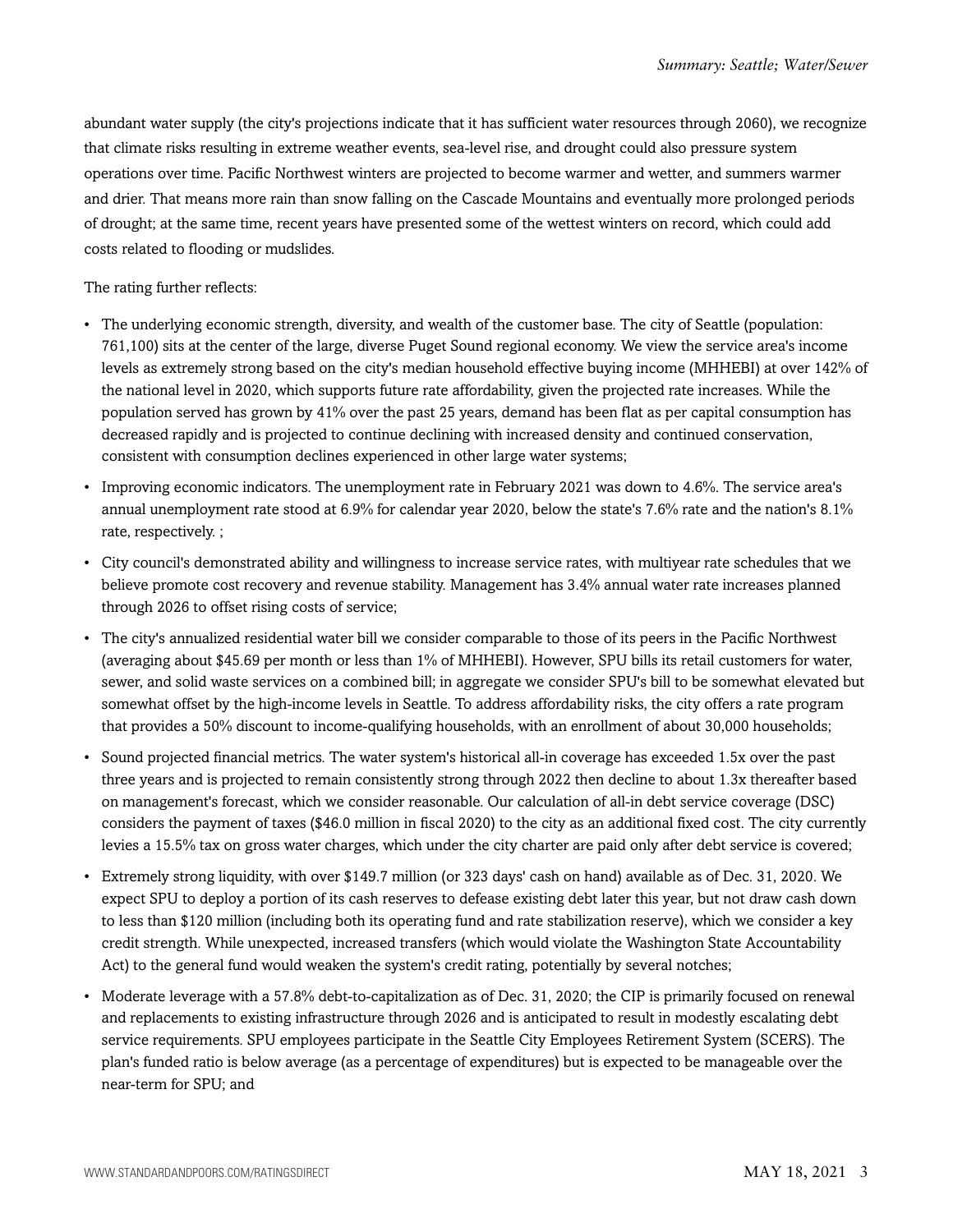abundant water supply (the city's projections indicate that it has sufficient water resources through 2060), we recognize that climate risks resulting in extreme weather events, sea-level rise, and drought could also pressure system operations over time. Pacific Northwest winters are projected to become warmer and wetter, and summers warmer and drier. That means more rain than snow falling on the Cascade Mountains and eventually more prolonged periods of drought; at the same time, recent years have presented some of the wettest winters on record, which could add costs related to flooding or mudslides.

The rating further reflects:

- The underlying economic strength, diversity, and wealth of the customer base. The city of Seattle (population: 761,100) sits at the center of the large, diverse Puget Sound regional economy. We view the service area's income levels as extremely strong based on the city's median household effective buying income (MHHEBI) at over 142% of the national level in 2020, which supports future rate affordability, given the projected rate increases. While the population served has grown by 41% over the past 25 years, demand has been flat as per capital consumption has decreased rapidly and is projected to continue declining with increased density and continued conservation, consistent with consumption declines experienced in other large water systems;
- Improving economic indicators. The unemployment rate in February 2021 was down to 4.6%. The service area's annual unemployment rate stood at 6.9% for calendar year 2020, below the state's 7.6% rate and the nation's 8.1% rate, respectively. ;
- City council's demonstrated ability and willingness to increase service rates, with multiyear rate schedules that we believe promote cost recovery and revenue stability. Management has 3.4% annual water rate increases planned through 2026 to offset rising costs of service;
- The city's annualized residential water bill we consider comparable to those of its peers in the Pacific Northwest (averaging about $45.69 per month or less than 1% of MHHEBI). However, SPU bills its retail customers for water, sewer, and solid waste services on a combined bill; in aggregate we consider SPU's bill to be somewhat elevated but somewhat offset by the high-income levels in Seattle. To address affordability risks, the city offers a rate program that provides a 50% discount to income-qualifying households, with an enrollment of about 30,000 households;
- Sound projected financial metrics. The water system's historical all-in coverage has exceeded 1.5x over the past three years and is projected to remain consistently strong through 2022 then decline to about 1.3x thereafter based on management's forecast, which we consider reasonable. Our calculation of all-in debt service coverage (DSC) considers the payment of taxes ($46.0 million in fiscal 2020) to the city as an additional fixed cost. The city currently levies a 15.5% tax on gross water charges, which under the city charter are paid only after debt service is covered;
- Extremely strong liquidity, with over $149.7 million (or 323 days' cash on hand) available as of Dec. 31, 2020. We expect SPU to deploy a portion of its cash reserves to defease existing debt later this year, but not draw cash down to less than $120 million (including both its operating fund and rate stabilization reserve), which we consider a key credit strength. While unexpected, increased transfers (which would violate the Washington State Accountability Act) to the general fund would weaken the system's credit rating, potentially by several notches;
- Moderate leverage with a 57.8% debt-to-capitalization as of Dec. 31, 2020; the CIP is primarily focused on renewal and replacements to existing infrastructure through 2026 and is anticipated to result in modestly escalating debt service requirements. SPU employees participate in the Seattle City Employees Retirement System (SCERS). The plan's funded ratio is below average (as a percentage of expenditures) but is expected to be manageable over the near-term for SPU; and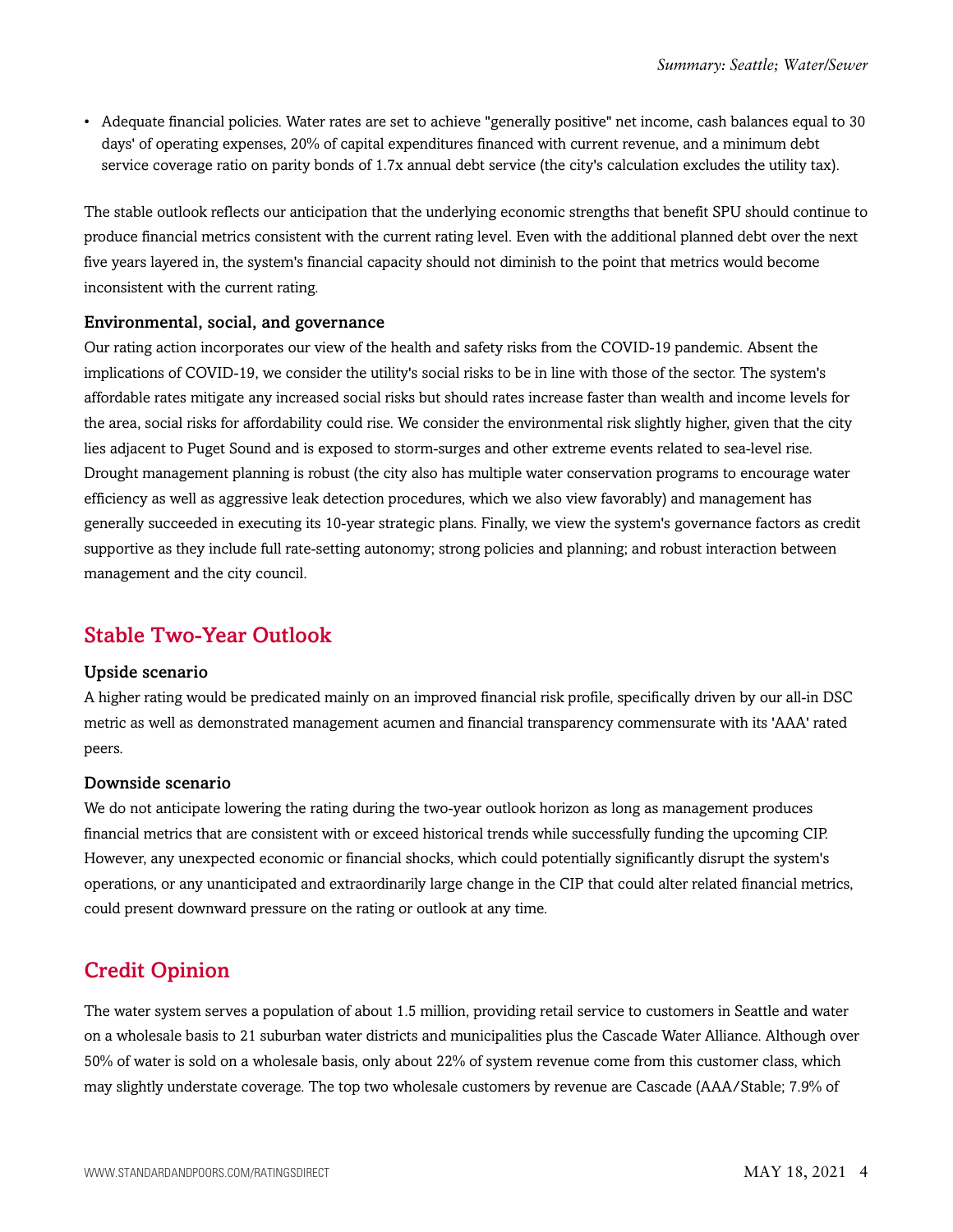- Adequate financial policies. Water rates are set to achieve "generally positive" net income, cash balances equal to 30 days' of operating expenses, 20% of capital expenditures financed with current revenue, and a minimum debt service coverage ratio on parity bonds of 1.7x annual debt service (the city's calculation excludes the utility tax).

The stable outlook reflects our anticipation that the underlying economic strengths that benefit SPU should continue to produce financial metrics consistent with the current rating level. Even with the additional planned debt over the next five years layered in, the system's financial capacity should not diminish to the point that metrics would become inconsistent with the current rating.

### Environmental, social, and governance

Our rating action incorporates our view of the health and safety risks from the COVID-19 pandemic. Absent the implications of COVID-19, we consider the utility's social risks to be in line with those of the sector. The system's affordable rates mitigate any increased social risks but should rates increase faster than wealth and income levels for the area, social risks for affordability could rise. We consider the environmental risk slightly higher, given that the city lies adjacent to Puget Sound and is exposed to storm-surges and other extreme events related to sea-level rise. Drought management planning is robust (the city also has multiple water conservation programs to encourage water efficiency as well as aggressive leak detection procedures, which we also view favorably) and management has generally succeeded in executing its 10-year strategic plans. Finally, we view the system's governance factors as credit supportive as they include full rate-setting autonomy; strong policies and planning; and robust interaction between management and the city council.

## Stable Two-Year Outlook

### Upside scenario

A higher rating would be predicated mainly on an improved financial risk profile, specifically driven by our all-in DSC metric as well as demonstrated management acumen and financial transparency commensurate with its 'AAA' rated peers.

### Downside scenario

We do not anticipate lowering the rating during the two-year outlook horizon as long as management produces financial metrics that are consistent with or exceed historical trends while successfully funding the upcoming CIP. However, any unexpected economic or financial shocks, which could potentially significantly disrupt the system's operations, or any unanticipated and extraordinarily large change in the CIP that could alter related financial metrics, could present downward pressure on the rating or outlook at any time.

## Credit Opinion

The water system serves a population of about 1.5 million, providing retail service to customers in Seattle and water on a wholesale basis to 21 suburban water districts and municipalities plus the Cascade Water Alliance. Although over 50% of water is sold on a wholesale basis, only about 22% of system revenue come from this customer class, which may slightly understate coverage. The top two wholesale customers by revenue are Cascade (AAA/Stable; 7.9% of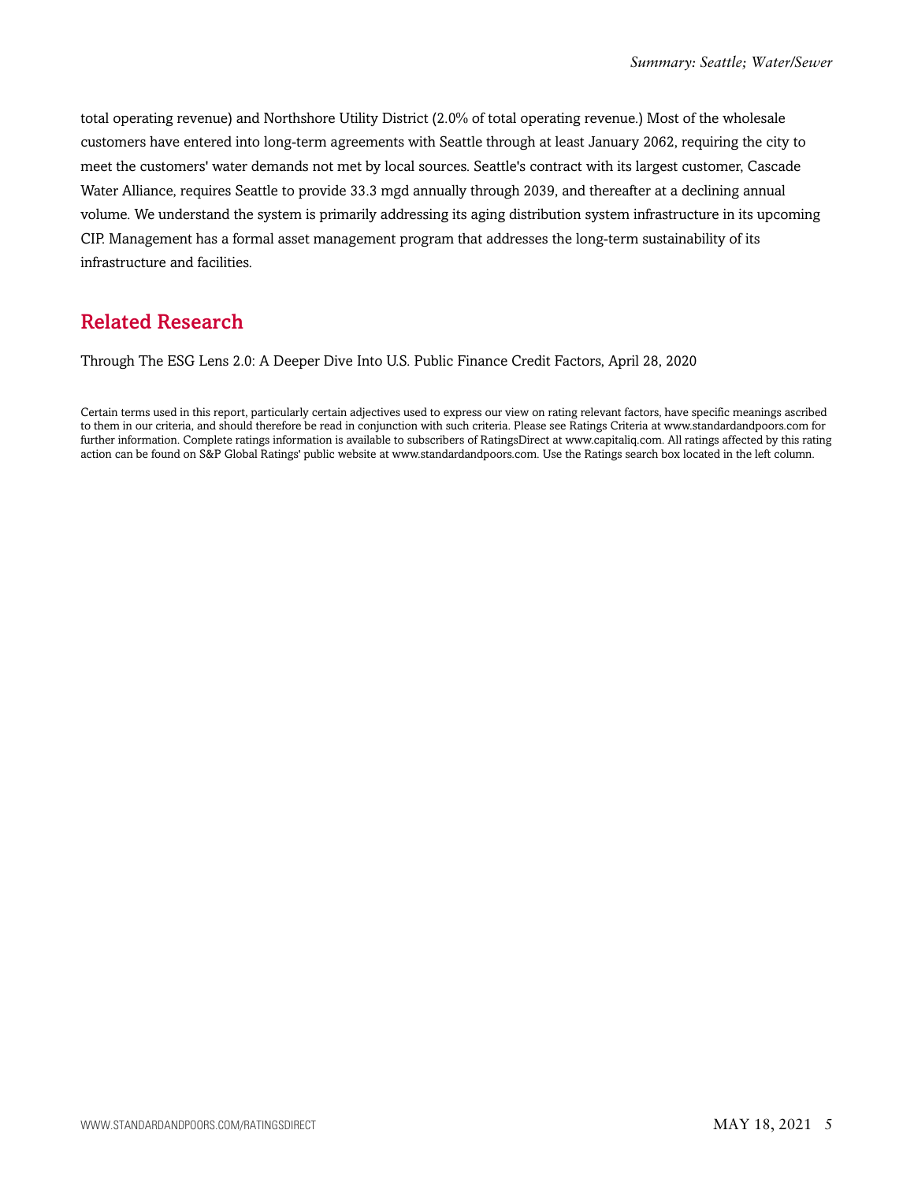total operating revenue) and Northshore Utility District (2.0% of total operating revenue.) Most of the wholesale customers have entered into long-term agreements with Seattle through at least January 2062, requiring the city to meet the customers' water demands not met by local sources. Seattle's contract with its largest customer, Cascade Water Alliance, requires Seattle to provide 33.3 mgd annually through 2039, and thereafter at a declining annual volume. We understand the system is primarily addressing its aging distribution system infrastructure in its upcoming CIP. Management has a formal asset management program that addresses the long-term sustainability of its infrastructure and facilities.

## Related Research

Through The ESG Lens 2.0: A Deeper Dive Into U.S. Public Finance Credit Factors, April 28, 2020

Certain terms used in this report, particularly certain adjectives used to express our view on rating relevant factors, have specific meanings ascribed to them in our criteria, and should therefore be read in conjunction with such criteria. Please see Ratings Criteria at www.standardandpoors.com for further information. Complete ratings information is available to subscribers of RatingsDirect at www.capitaliq.com. All ratings affected by this rating action can be found on S&P Global Ratings' public website at www.standardandpoors.com. Use the Ratings search box located in the left column.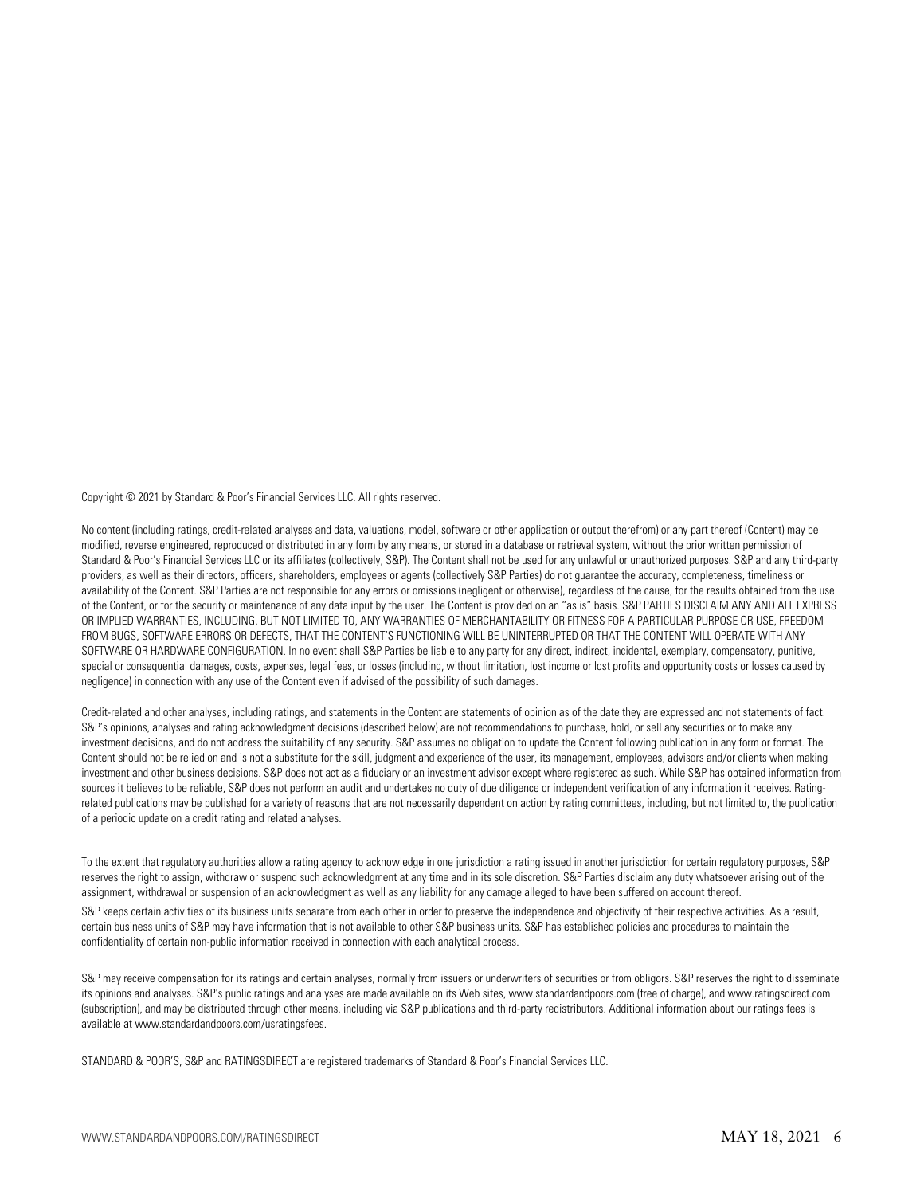Copyright © 2021 by Standard & Poor's Financial Services LLC. All rights reserved.

No content (including ratings, credit-related analyses and data, valuations, model, software or other application or output therefrom) or any part thereof (Content) may be modified, reverse engineered, reproduced or distributed in any form by any means, or stored in a database or retrieval system, without the prior written permission of Standard & Poor's Financial Services LLC or its affiliates (collectively, S&P). The Content shall not be used for any unlawful or unauthorized purposes. S&P and any third-party providers, as well as their directors, officers, shareholders, employees or agents (collectively S&P Parties) do not guarantee the accuracy, completeness, timeliness or availability of the Content. S&P Parties are not responsible for any errors or omissions (negligent or otherwise), regardless of the cause, for the results obtained from the use of the Content, or for the security or maintenance of any data input by the user. The Content is provided on an "as is" basis. S&P PARTIES DISCLAIM ANY AND ALL EXPRESS OR IMPLIED WARRANTIES, INCLUDING, BUT NOT LIMITED TO, ANY WARRANTIES OF MERCHANTABILITY OR FITNESS FOR A PARTICULAR PURPOSE OR USE, FREEDOM FROM BUGS, SOFTWARE ERRORS OR DEFECTS, THAT THE CONTENT'S FUNCTIONING WILL BE UNINTERRUPTED OR THAT THE CONTENT WILL OPERATE WITH ANY SOFTWARE OR HARDWARE CONFIGURATION. In no event shall S&P Parties be liable to any party for any direct, indirect, incidental, exemplary, compensatory, punitive, special or consequential damages, costs, expenses, legal fees, or losses (including, without limitation, lost income or lost profits and opportunity costs or losses caused by negligence) in connection with any use of the Content even if advised of the possibility of such damages.

Credit-related and other analyses, including ratings, and statements in the Content are statements of opinion as of the date they are expressed and not statements of fact. S&P's opinions, analyses and rating acknowledgment decisions (described below) are not recommendations to purchase, hold, or sell any securities or to make any investment decisions, and do not address the suitability of any security. S&P assumes no obligation to update the Content following publication in any form or format. The Content should not be relied on and is not a substitute for the skill, judgment and experience of the user, its management, employees, advisors and/or clients when making investment and other business decisions. S&P does not act as a fiduciary or an investment advisor except where registered as such. While S&P has obtained information from sources it believes to be reliable, S&P does not perform an audit and undertakes no duty of due diligence or independent verification of any information it receives. Rating-related publications may be published for a variety of reasons that are not necessarily dependent on action by rating committees, including, but not limited to, the publication of a periodic update on a credit rating and related analyses.

To the extent that regulatory authorities allow a rating agency to acknowledge in one jurisdiction a rating issued in another jurisdiction for certain regulatory purposes, S&P reserves the right to assign, withdraw or suspend such acknowledgment at any time and in its sole discretion. S&P Parties disclaim any duty whatsoever arising out of the assignment, withdrawal or suspension of an acknowledgment as well as any liability for any damage alleged to have been suffered on account thereof.

S&P keeps certain activities of its business units separate from each other in order to preserve the independence and objectivity of their respective activities. As a result, certain business units of S&P may have information that is not available to other S&P business units. S&P has established policies and procedures to maintain the confidentiality of certain non-public information received in connection with each analytical process.

S&P may receive compensation for its ratings and certain analyses, normally from issuers or underwriters of securities or from obligors. S&P reserves the right to disseminate its opinions and analyses. S&P's public ratings and analyses are made available on its Web sites, www.standardandpoors.com (free of charge), and www.ratingsdirect.com (subscription), and may be distributed through other means, including via S&P publications and third-party redistributors. Additional information about our ratings fees is available at www.standardandpoors.com/usratingsfees.

STANDARD & POOR'S, S&P and RATINGSDIRECT are registered trademarks of Standard & Poor's Financial Services LLC.